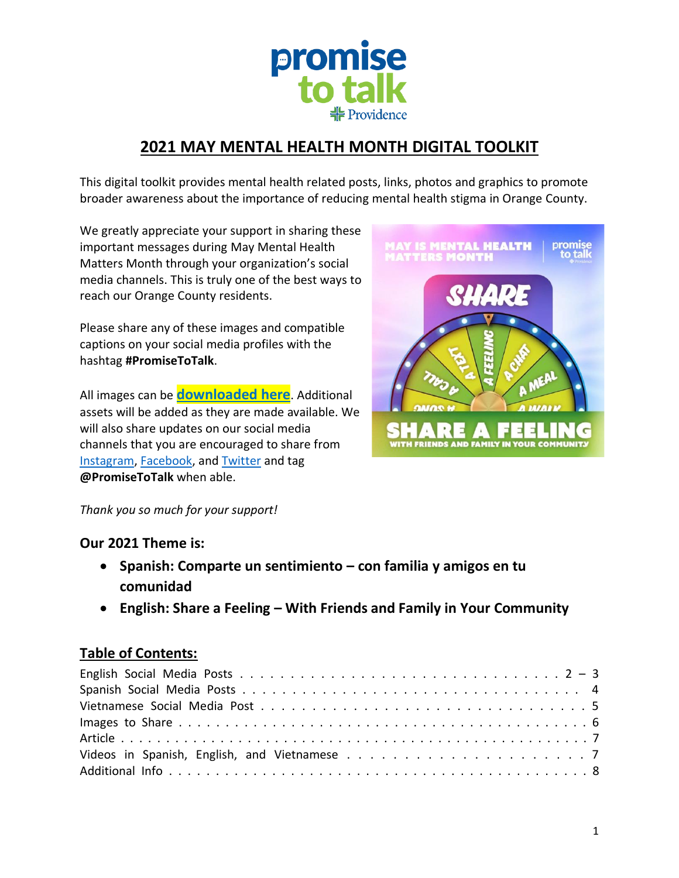# 2021 MAY MENTAL HEALTH MONTH DIGITAL TOOLKIT

This digital toolkit provides mental health related posts, links, photos and graphics to promote broader awareness about the importance of reducing mental health stigma in Orange County.

We greatly appreciate your support in sharing these important messages during May Mental Health Matters Month through your organization's social media channels. This is truly one of the best ways to reach our Orange County residents.

Please share any of these images and compatible captions on your social media profiles with the hashtag **#PromiseToTalk**.

All images can be **downloaded here**. Additional assets will be added as they are made available. We will also share updates on our social media channels that you are encouraged to share from Instagram, Facebook, and Twitter and tag **@PromiseToTalk** when able.

*Thank you so much for your support!*

### Our 2021 Theme is:

- **Spanish: Comparte un sentimiento – con familia y amigos en tu comunidad**
- **English: Share a Feeling – With Friends and Family in Your Community**

## Table of Contents:

| | |
|---|---|
| English Social Media Posts | 2 – 3 |
| Spanish Social Media Posts | 4 |
| Vietnamese Social Media Post | 5 |
| Images to Share | 6 |
| Article | 7 |
| Videos in Spanish, English, and Vietnamese | 7 |
| Additional Info | 8 |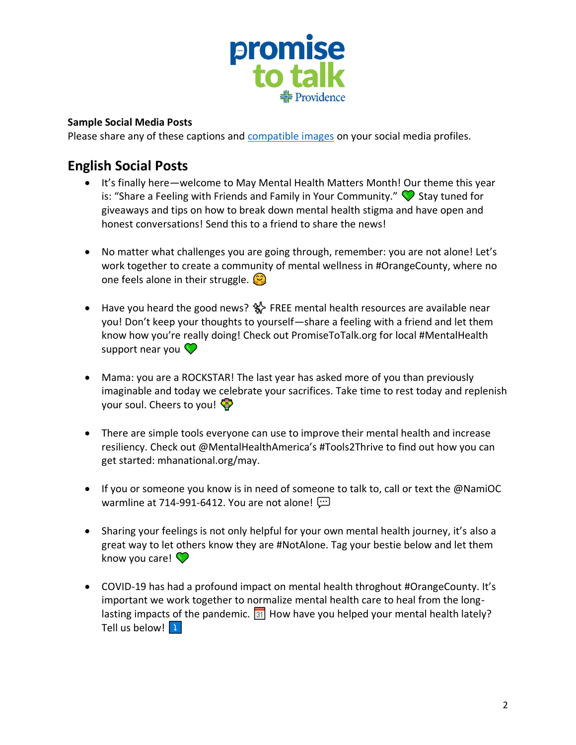**Sample Social Media Posts**

Please share any of these captions and [compatible images] on your social media profiles.

## English Social Posts

- It's finally here—welcome to May Mental Health Matters Month! Our theme this year is: "Share a Feeling with Friends and Family in Your Community." 💚 Stay tuned for giveaways and tips on how to break down mental health stigma and have open and honest conversations! Send this to a friend to share the news!

- No matter what challenges you are going through, remember: you are not alone! Let's work together to create a community of mental wellness in #OrangeCounty, where no one feels alone in their struggle. 🤗

- Have you heard the good news? ✨ FREE mental health resources are available near you! Don't keep your thoughts to yourself—share a feeling with a friend and let them know how you're really doing! Check out PromiseToTalk.org for local #MentalHealth support near you 💚

- Mama: you are a ROCKSTAR! The last year has asked more of you than previously imaginable and today we celebrate your sacrifices. Take time to rest today and replenish your soul. Cheers to you! 💐

- There are simple tools everyone can use to improve their mental health and increase resiliency. Check out @MentalHealthAmerica's #Tools2Thrive to find out how you can get started: mhanational.org/may.

- If you or someone you know is in need of someone to talk to, call or text the @NamiOC warmline at 714-991-6412. You are not alone! 💬

- Sharing your feelings is not only helpful for your own mental health journey, it's also a great way to let others know they are #NotAlone. Tag your bestie below and let them know you care! 💚

- COVID-19 has had a profound impact on mental health throghout #OrangeCounty. It's important we work together to normalize mental health care to heal from the long-lasting impacts of the pandemic. 📅 How have you helped your mental health lately? Tell us below! ⤵️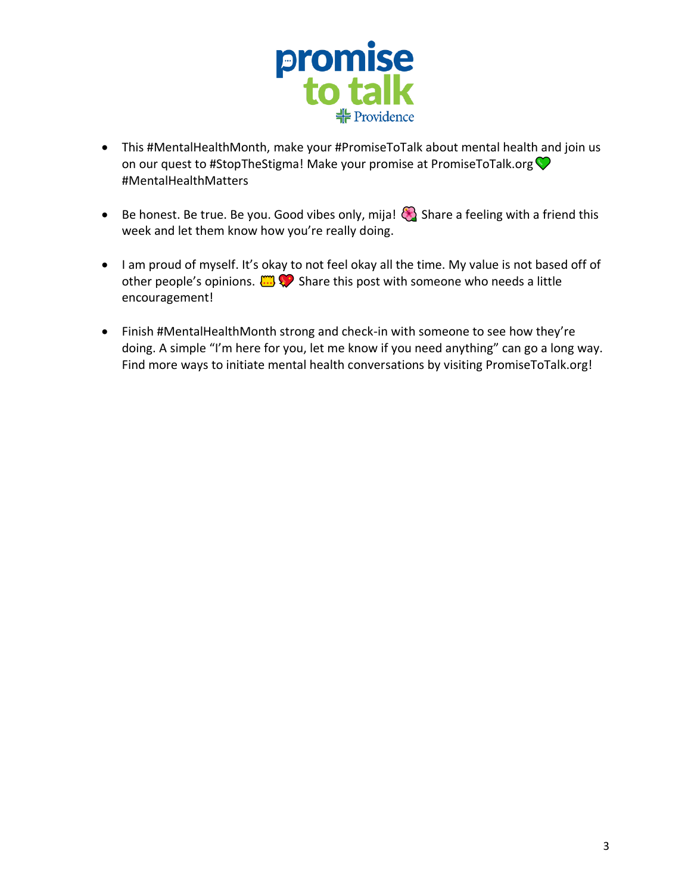- This #MentalHealthMonth, make your #PromiseToTalk about mental health and join us on our quest to #StopTheStigma! Make your promise at PromiseToTalk.org 💚 #MentalHealthMatters

- Be honest. Be true. Be you. Good vibes only, mija! 🌺 Share a feeling with a friend this week and let them know how you're really doing.

- I am proud of myself. It's okay to not feel okay all the time. My value is not based off of other people's opinions. 👑 💖 Share this post with someone who needs a little encouragement!

- Finish #MentalHealthMonth strong and check-in with someone to see how they're doing. A simple "I'm here for you, let me know if you need anything" can go a long way. Find more ways to initiate mental health conversations by visiting PromiseToTalk.org!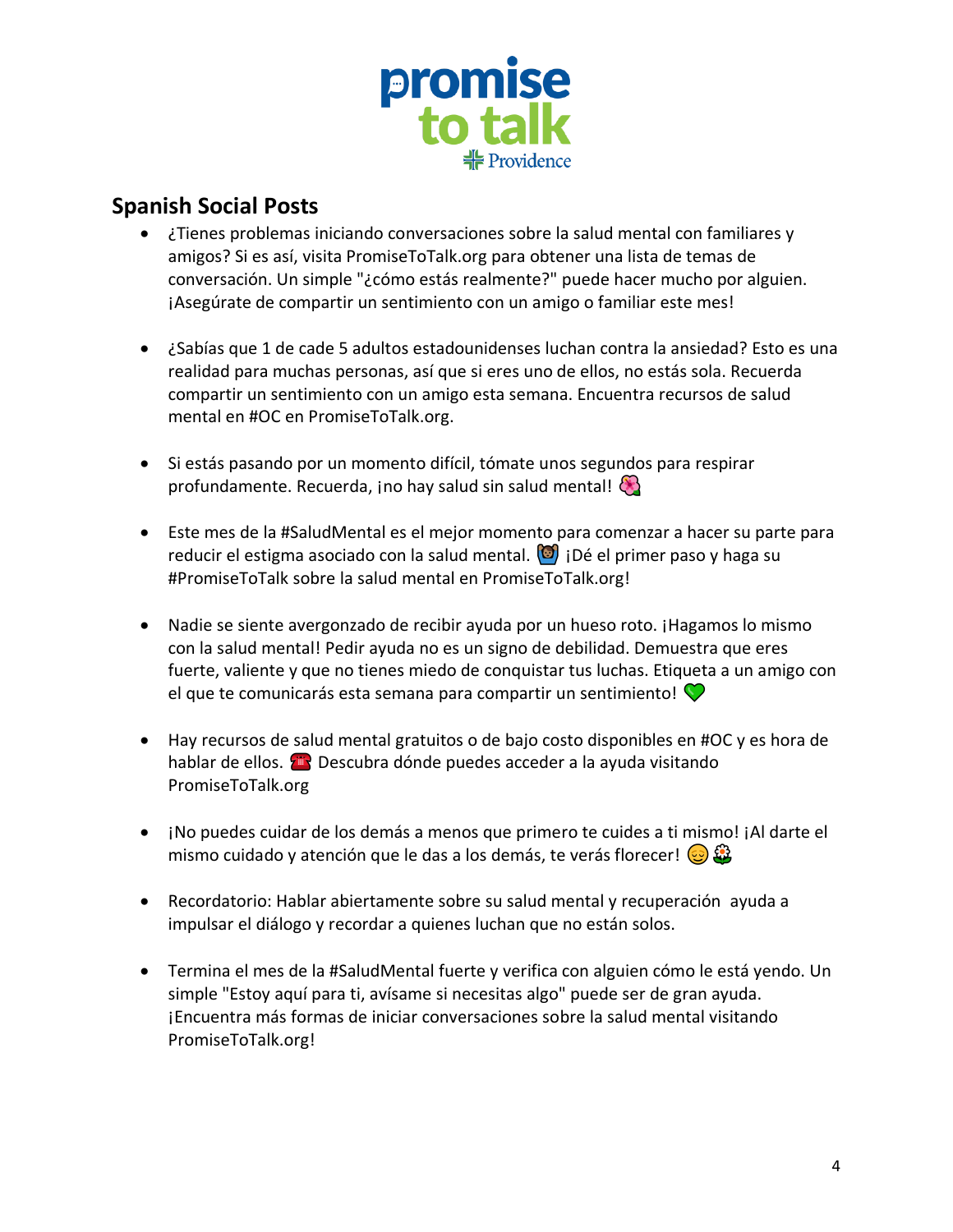## Spanish Social Posts

- ¿Tienes problemas iniciando conversaciones sobre la salud mental con familiares y amigos? Si es así, visita PromiseToTalk.org para obtener una lista de temas de conversación. Un simple "¿cómo estás realmente?" puede hacer mucho por alguien. ¡Asegúrate de compartir un sentimiento con un amigo o familiar este mes!

- ¿Sabías que 1 de cade 5 adultos estadounidenses luchan contra la ansiedad? Esto es una realidad para muchas personas, así que si eres uno de ellos, no estás sola. Recuerda compartir un sentimiento con un amigo esta semana. Encuentra recursos de salud mental en #OC en PromiseToTalk.org.

- Si estás pasando por un momento difícil, tómate unos segundos para respirar profundamente. Recuerda, ¡no hay salud sin salud mental! 🌺

- Este mes de la #SaludMental es el mejor momento para comenzar a hacer su parte para reducir el estigma asociado con la salud mental. 🙆 ¡Dé el primer paso y haga su #PromiseToTalk sobre la salud mental en PromiseToTalk.org!

- Nadie se siente avergonzado de recibir ayuda por un hueso roto. ¡Hagamos lo mismo con la salud mental! Pedir ayuda no es un signo de debilidad. Demuestra que eres fuerte, valiente y que no tienes miedo de conquistar tus luchas. Etiqueta a un amigo con el que te comunicarás esta semana para compartir un sentimiento! 💚

- Hay recursos de salud mental gratuitos o de bajo costo disponibles en #OC y es hora de hablar de ellos. ☎️ Descubra dónde puedes acceder a la ayuda visitando PromiseToTalk.org

- ¡No puedes cuidar de los demás a menos que primero te cuides a ti mismo! ¡Al darte el mismo cuidado y atención que le das a los demás, te verás florecer! 😌 🌼

- Recordatorio: Hablar abiertamente sobre su salud mental y recuperación ayuda a impulsar el diálogo y recordar a quienes luchan que no están solos.

- Termina el mes de la #SaludMental fuerte y verifica con alguien cómo le está yendo. Un simple "Estoy aquí para ti, avísame si necesitas algo" puede ser de gran ayuda. ¡Encuentra más formas de iniciar conversaciones sobre la salud mental visitando PromiseToTalk.org!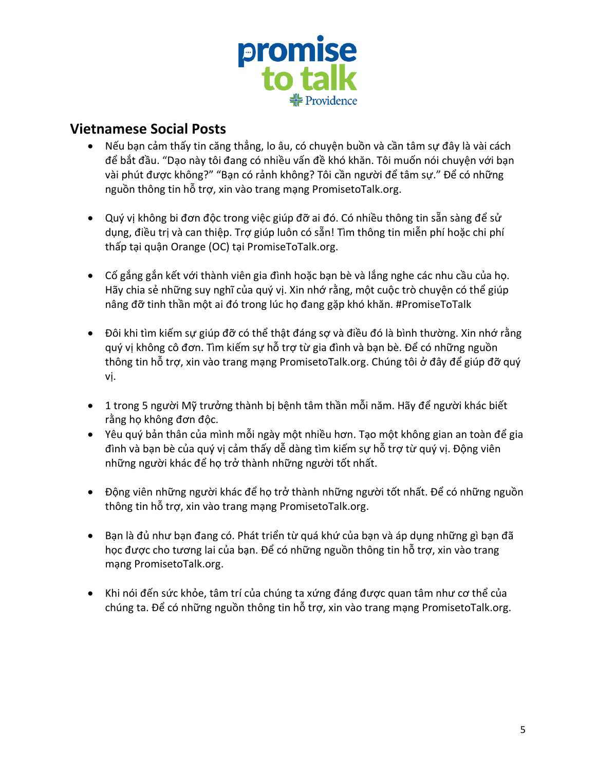## Vietnamese Social Posts

- Nếu bạn cảm thấy tin căng thẳng, lo âu, có chuyện buồn và cần tâm sự đây là vài cách để bắt đầu. “Dạo này tôi đang có nhiều vấn đề khó khăn. Tôi muốn nói chuyện với bạn vài phút được không?” “Bạn có rảnh không? Tôi cần người để tâm sự.” Để có những nguồn thông tin hỗ trợ, xin vào trang mạng PromisetoTalk.org.

- Quý vị không bi đơn độc trong việc giúp đỡ ai đó. Có nhiều thông tin sẵn sàng để sử dụng, điều trị và can thiệp. Trợ giúp luôn có sẵn! Tìm thông tin miễn phí hoặc chi phí thấp tại quận Orange (OC) tại PromiseToTalk.org.

- Cố gắng gắn kết với thành viên gia đình hoặc bạn bè và lắng nghe các nhu cầu của họ. Hãy chia sẻ những suy nghĩ của quý vị. Xin nhớ rằng, một cuộc trò chuyện có thể giúp nâng đỡ tinh thần một ai đó trong lúc họ đang gặp khó khăn. #PromiseToTalk

- Đôi khi tìm kiếm sự giúp đỡ có thể thật đáng sợ và điều đó là bình thường. Xin nhớ rằng quý vị không cô đơn. Tìm kiếm sự hỗ trợ từ gia đình và bạn bè. Để có những nguồn thông tin hỗ trợ, xin vào trang mạng PromisetoTalk.org. Chúng tôi ở đây để giúp đỡ quý vị.

- 1 trong 5 người Mỹ trưởng thành bị bệnh tâm thần mỗi năm. Hãy để người khác biết rằng họ không đơn độc.
- Yêu quý bản thân của mình mỗi ngày một nhiều hơn. Tạo một không gian an toàn để gia đình và bạn bè của quý vị cảm thấy dễ dàng tìm kiếm sự hỗ trợ từ quý vị. Động viên những người khác để họ trở thành những người tốt nhất.

- Động viên những người khác để họ trở thành những người tốt nhất. Để có những nguồn thông tin hỗ trợ, xin vào trang mạng PromisetoTalk.org.

- Bạn là đủ như bạn đang có. Phát triển từ quá khứ của bạn và áp dụng những gì bạn đã học được cho tương lai của bạn. Để có những nguồn thông tin hỗ trợ, xin vào trang mạng PromisetoTalk.org.

- Khi nói đến sức khỏe, tâm trí của chúng ta xứng đáng được quan tâm như cơ thể của chúng ta. Để có những nguồn thông tin hỗ trợ, xin vào trang mạng PromisetoTalk.org.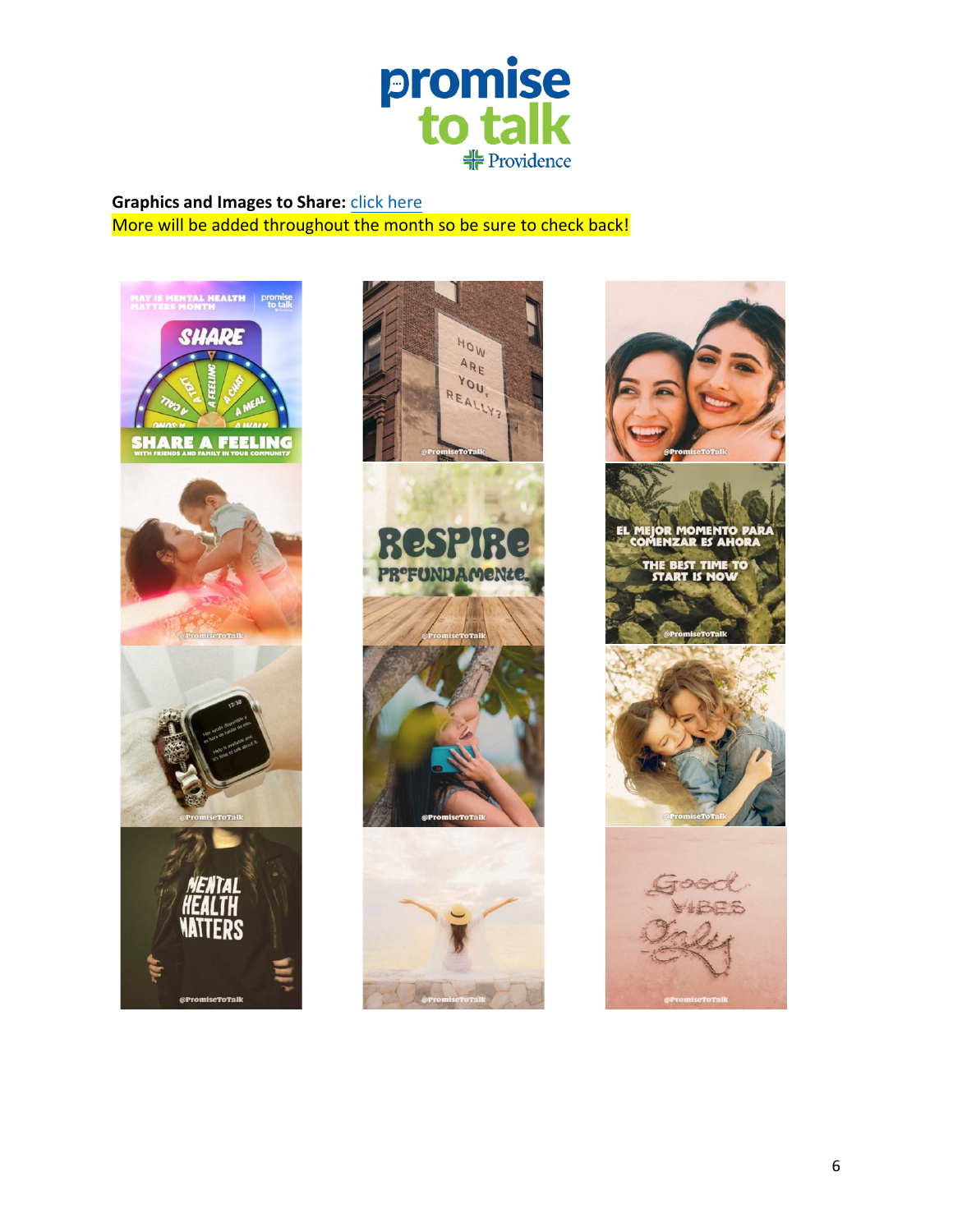**Graphics and Images to Share:** click here

More will be added throughout the month so be sure to check back!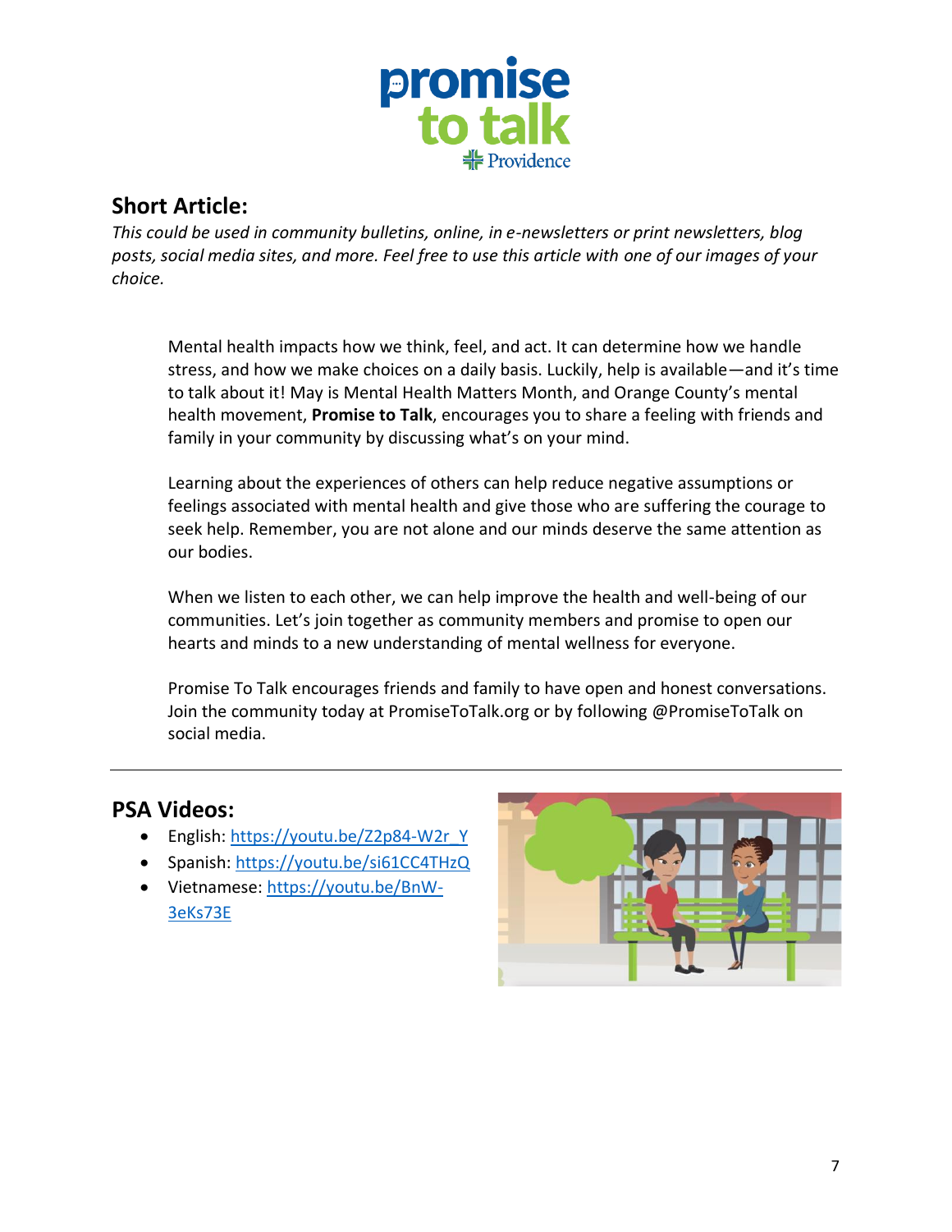## Short Article:

*This could be used in community bulletins, online, in e-newsletters or print newsletters, blog posts, social media sites, and more. Feel free to use this article with one of our images of your choice.*

Mental health impacts how we think, feel, and act. It can determine how we handle stress, and how we make choices on a daily basis. Luckily, help is available—and it's time to talk about it! May is Mental Health Matters Month, and Orange County's mental health movement, **Promise to Talk**, encourages you to share a feeling with friends and family in your community by discussing what's on your mind.

Learning about the experiences of others can help reduce negative assumptions or feelings associated with mental health and give those who are suffering the courage to seek help. Remember, you are not alone and our minds deserve the same attention as our bodies.

When we listen to each other, we can help improve the health and well-being of our communities. Let's join together as community members and promise to open our hearts and minds to a new understanding of mental wellness for everyone.

Promise To Talk encourages friends and family to have open and honest conversations. Join the community today at PromiseToTalk.org or by following @PromiseToTalk on social media.

---

## PSA Videos:

- English: https://youtu.be/Z2p84-W2r_Y
- Spanish: https://youtu.be/si61CC4THzQ
- Vietnamese: https://youtu.be/BnW-3eKs73E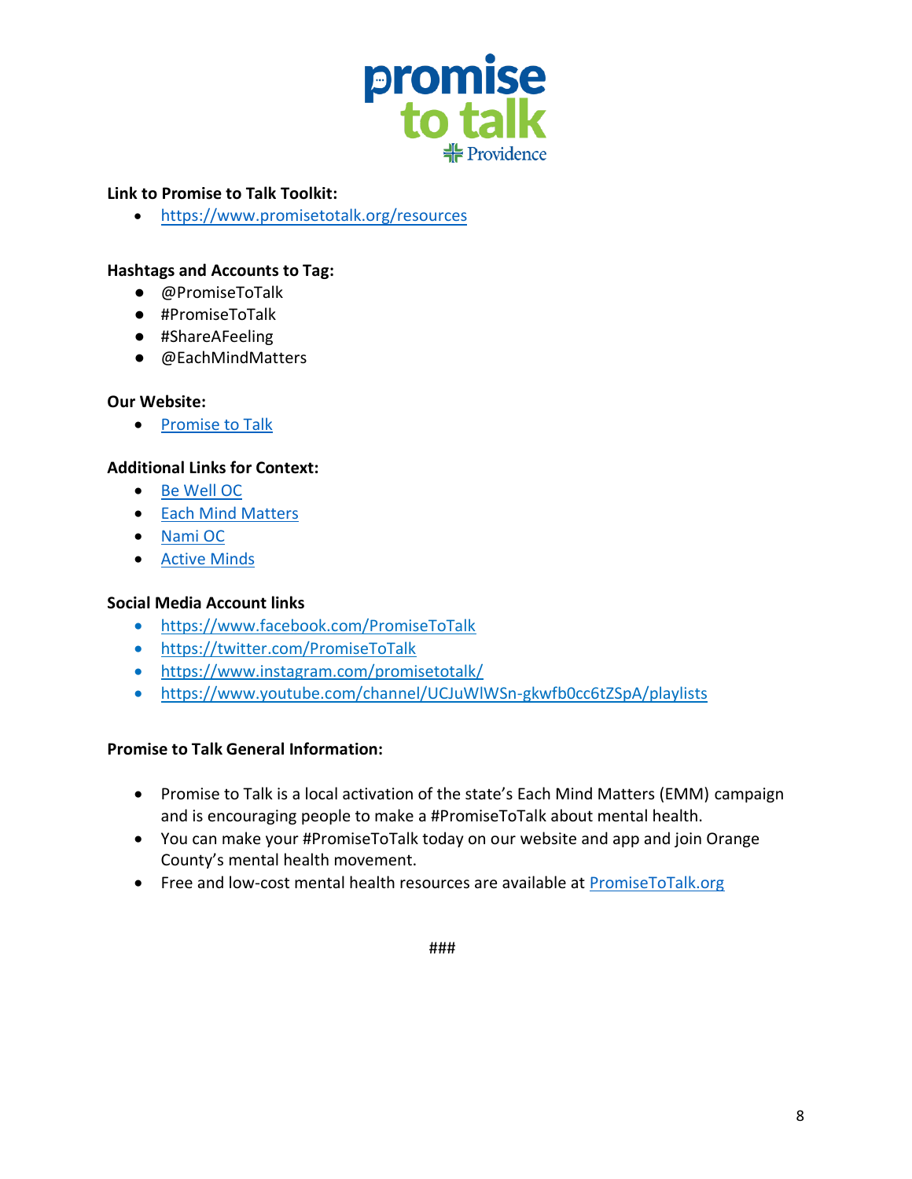**Link to Promise to Talk Toolkit:**

- https://www.promisetotalk.org/resources

**Hashtags and Accounts to Tag:**

- @PromiseToTalk
- #PromiseToTalk
- #ShareAFeeling
- @EachMindMatters

**Our Website:**

- Promise to Talk

**Additional Links for Context:**

- Be Well OC
- Each Mind Matters
- Nami OC
- Active Minds

**Social Media Account links**

- https://www.facebook.com/PromiseToTalk
- https://twitter.com/PromiseToTalk
- https://www.instagram.com/promisetotalk/
- https://www.youtube.com/channel/UCJuWlWSn-gkwfb0cc6tZSpA/playlists

**Promise to Talk General Information:**

- Promise to Talk is a local activation of the state's Each Mind Matters (EMM) campaign and is encouraging people to make a #PromiseToTalk about mental health.
- You can make your #PromiseToTalk today on our website and app and join Orange County's mental health movement.
- Free and low-cost mental health resources are available at PromiseToTalk.org

###